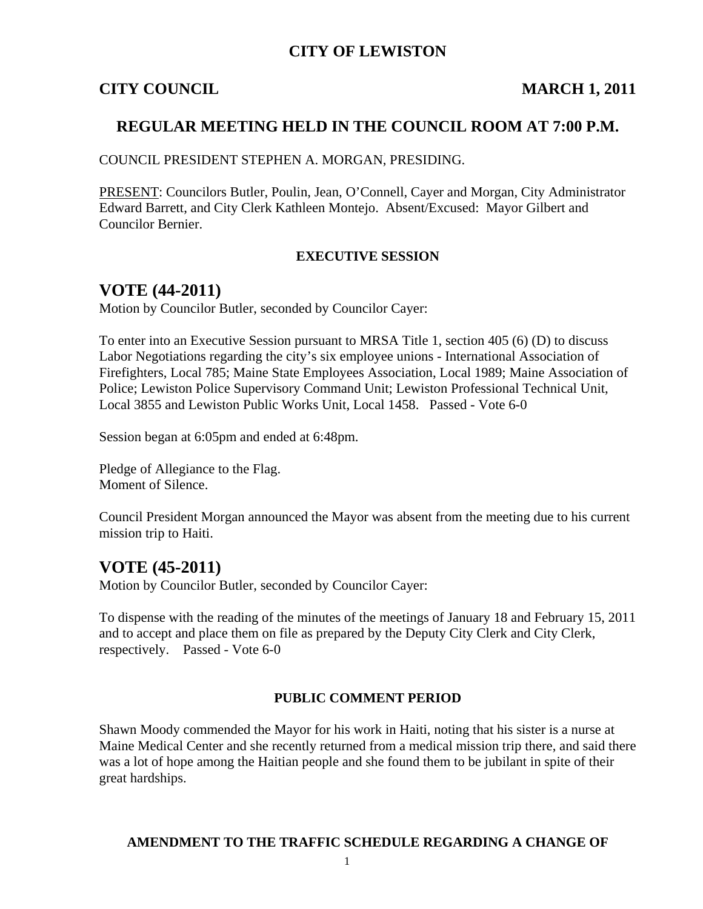# CITY OF LEWISTON

**CITY COUNCIL** **MARCH 1, 2011**

## REGULAR MEETING HELD IN THE COUNCIL ROOM AT 7:00 P.M.

COUNCIL PRESIDENT STEPHEN A. MORGAN, PRESIDING.

PRESENT: Councilors Butler, Poulin, Jean, O'Connell, Cayer and Morgan, City Administrator Edward Barrett, and City Clerk Kathleen Montejo. Absent/Excused: Mayor Gilbert and Councilor Bernier.

**EXECUTIVE SESSION**

## VOTE (44-2011)

Motion by Councilor Butler, seconded by Councilor Cayer:

To enter into an Executive Session pursuant to MRSA Title 1, section 405 (6) (D) to discuss Labor Negotiations regarding the city's six employee unions - International Association of Firefighters, Local 785; Maine State Employees Association, Local 1989; Maine Association of Police; Lewiston Police Supervisory Command Unit; Lewiston Professional Technical Unit, Local 3855 and Lewiston Public Works Unit, Local 1458. Passed - Vote 6-0

Session began at 6:05pm and ended at 6:48pm.

Pledge of Allegiance to the Flag.
Moment of Silence.

Council President Morgan announced the Mayor was absent from the meeting due to his current mission trip to Haiti.

## VOTE (45-2011)

Motion by Councilor Butler, seconded by Councilor Cayer:

To dispense with the reading of the minutes of the meetings of January 18 and February 15, 2011 and to accept and place them on file as prepared by the Deputy City Clerk and City Clerk, respectively. Passed - Vote 6-0

**PUBLIC COMMENT PERIOD**

Shawn Moody commended the Mayor for his work in Haiti, noting that his sister is a nurse at Maine Medical Center and she recently returned from a medical mission trip there, and said there was a lot of hope among the Haitian people and she found them to be jubilant in spite of their great hardships.

**AMENDMENT TO THE TRAFFIC SCHEDULE REGARDING A CHANGE OF**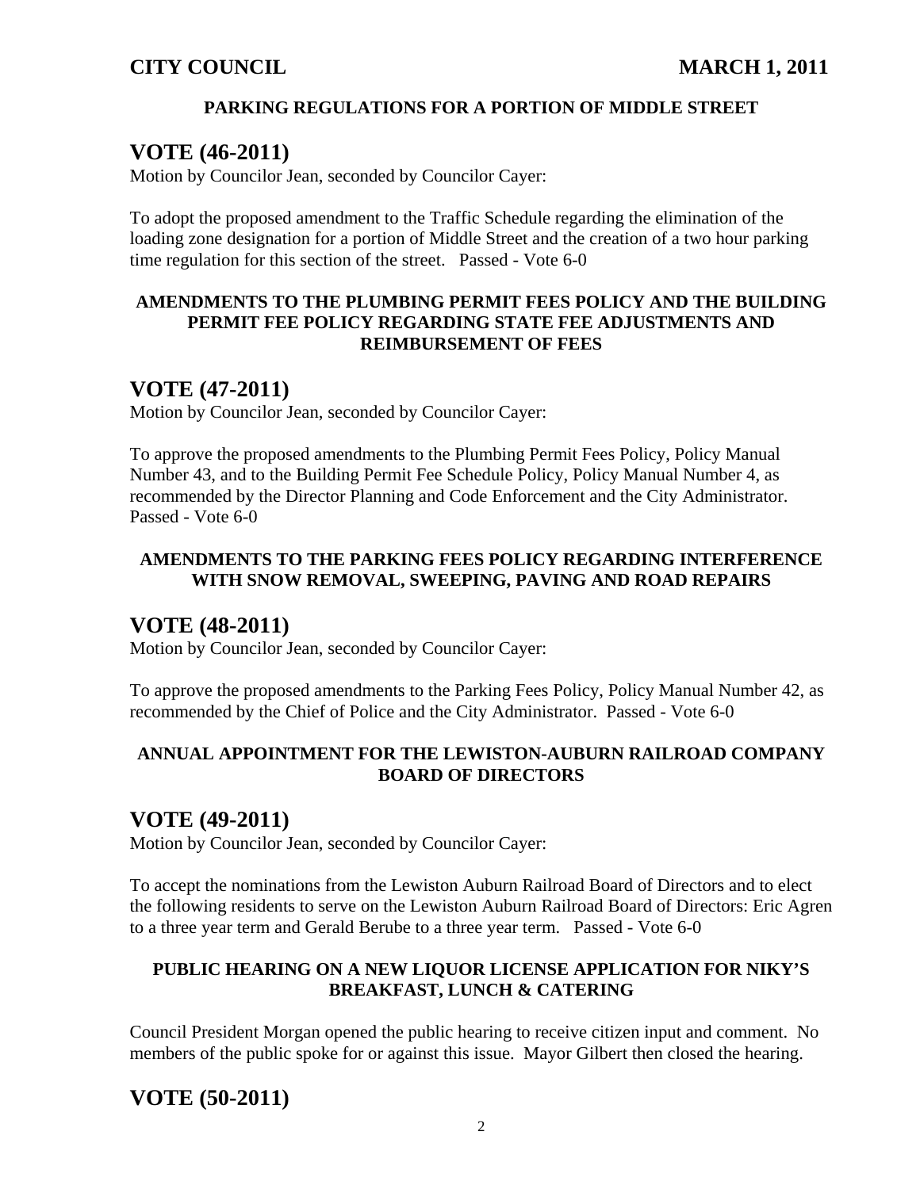#### PARKING REGULATIONS FOR A PORTION OF MIDDLE STREET

## VOTE (46-2011)

Motion by Councilor Jean, seconded by Councilor Cayer:

To adopt the proposed amendment to the Traffic Schedule regarding the elimination of the loading zone designation for a portion of Middle Street and the creation of a two hour parking time regulation for this section of the street. Passed - Vote 6-0

#### AMENDMENTS TO THE PLUMBING PERMIT FEES POLICY AND THE BUILDING PERMIT FEE POLICY REGARDING STATE FEE ADJUSTMENTS AND REIMBURSEMENT OF FEES

## VOTE (47-2011)

Motion by Councilor Jean, seconded by Councilor Cayer:

To approve the proposed amendments to the Plumbing Permit Fees Policy, Policy Manual Number 43, and to the Building Permit Fee Schedule Policy, Policy Manual Number 4, as recommended by the Director Planning and Code Enforcement and the City Administrator. Passed - Vote 6-0

#### AMENDMENTS TO THE PARKING FEES POLICY REGARDING INTERFERENCE WITH SNOW REMOVAL, SWEEPING, PAVING AND ROAD REPAIRS

## VOTE (48-2011)

Motion by Councilor Jean, seconded by Councilor Cayer:

To approve the proposed amendments to the Parking Fees Policy, Policy Manual Number 42, as recommended by the Chief of Police and the City Administrator. Passed - Vote 6-0

#### ANNUAL APPOINTMENT FOR THE LEWISTON-AUBURN RAILROAD COMPANY BOARD OF DIRECTORS

## VOTE (49-2011)

Motion by Councilor Jean, seconded by Councilor Cayer:

To accept the nominations from the Lewiston Auburn Railroad Board of Directors and to elect the following residents to serve on the Lewiston Auburn Railroad Board of Directors: Eric Agren to a three year term and Gerald Berube to a three year term. Passed - Vote 6-0

#### PUBLIC HEARING ON A NEW LIQUOR LICENSE APPLICATION FOR NIKY'S BREAKFAST, LUNCH & CATERING

Council President Morgan opened the public hearing to receive citizen input and comment. No members of the public spoke for or against this issue. Mayor Gilbert then closed the hearing.

## VOTE (50-2011)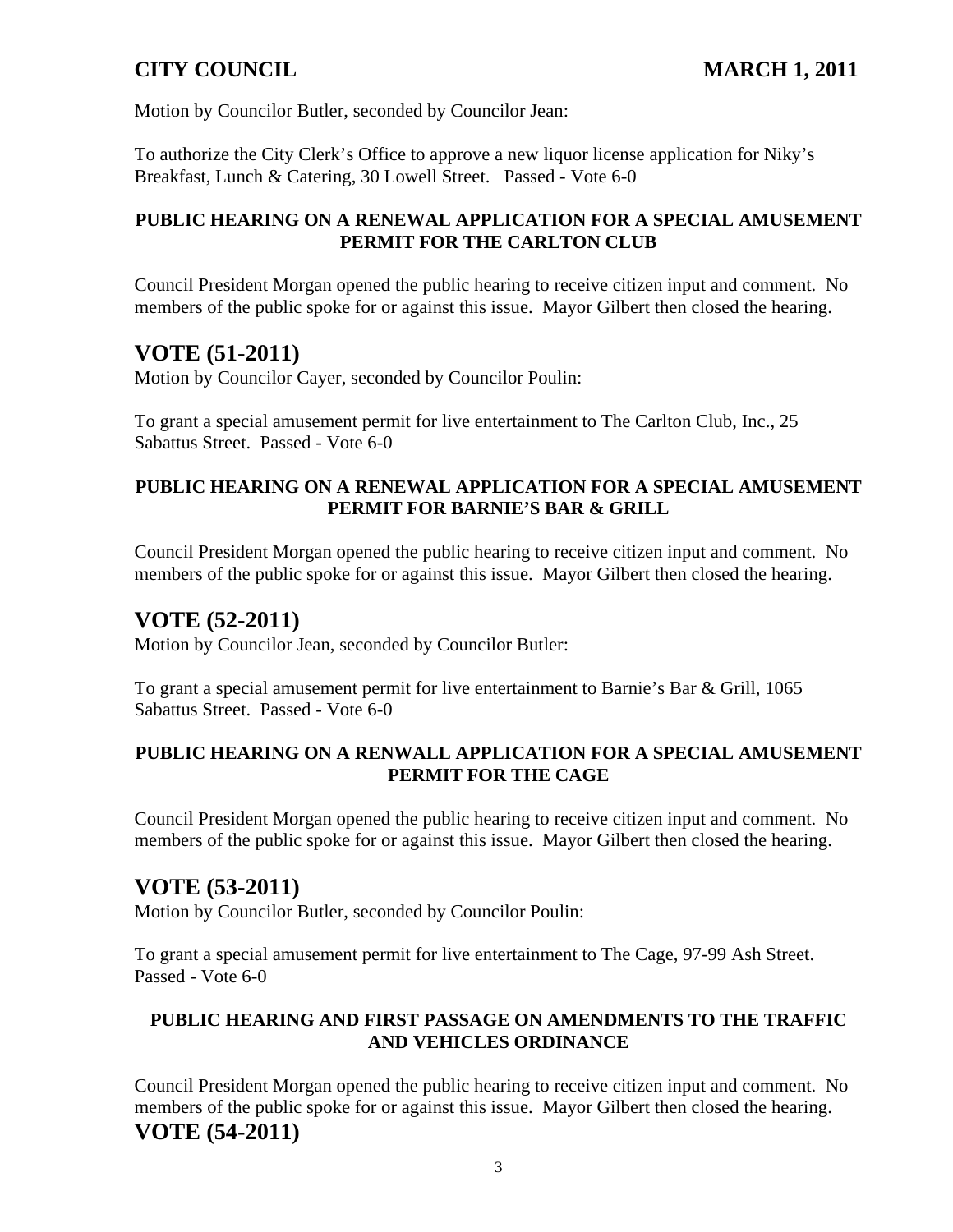Motion by Councilor Butler, seconded by Councilor Jean:

To authorize the City Clerk's Office to approve a new liquor license application for Niky's Breakfast, Lunch & Catering, 30 Lowell Street. Passed - Vote 6-0

**PUBLIC HEARING ON A RENEWAL APPLICATION FOR A SPECIAL AMUSEMENT PERMIT FOR THE CARLTON CLUB**

Council President Morgan opened the public hearing to receive citizen input and comment. No members of the public spoke for or against this issue. Mayor Gilbert then closed the hearing.

## VOTE (51-2011)

Motion by Councilor Cayer, seconded by Councilor Poulin:

To grant a special amusement permit for live entertainment to The Carlton Club, Inc., 25 Sabattus Street. Passed - Vote 6-0

**PUBLIC HEARING ON A RENEWAL APPLICATION FOR A SPECIAL AMUSEMENT PERMIT FOR BARNIE'S BAR & GRILL**

Council President Morgan opened the public hearing to receive citizen input and comment. No members of the public spoke for or against this issue. Mayor Gilbert then closed the hearing.

## VOTE (52-2011)

Motion by Councilor Jean, seconded by Councilor Butler:

To grant a special amusement permit for live entertainment to Barnie's Bar & Grill, 1065 Sabattus Street. Passed - Vote 6-0

**PUBLIC HEARING ON A RENWALL APPLICATION FOR A SPECIAL AMUSEMENT PERMIT FOR THE CAGE**

Council President Morgan opened the public hearing to receive citizen input and comment. No members of the public spoke for or against this issue. Mayor Gilbert then closed the hearing.

## VOTE (53-2011)

Motion by Councilor Butler, seconded by Councilor Poulin:

To grant a special amusement permit for live entertainment to The Cage, 97-99 Ash Street. Passed - Vote 6-0

**PUBLIC HEARING AND FIRST PASSAGE ON AMENDMENTS TO THE TRAFFIC AND VEHICLES ORDINANCE**

Council President Morgan opened the public hearing to receive citizen input and comment. No members of the public spoke for or against this issue. Mayor Gilbert then closed the hearing.

## VOTE (54-2011)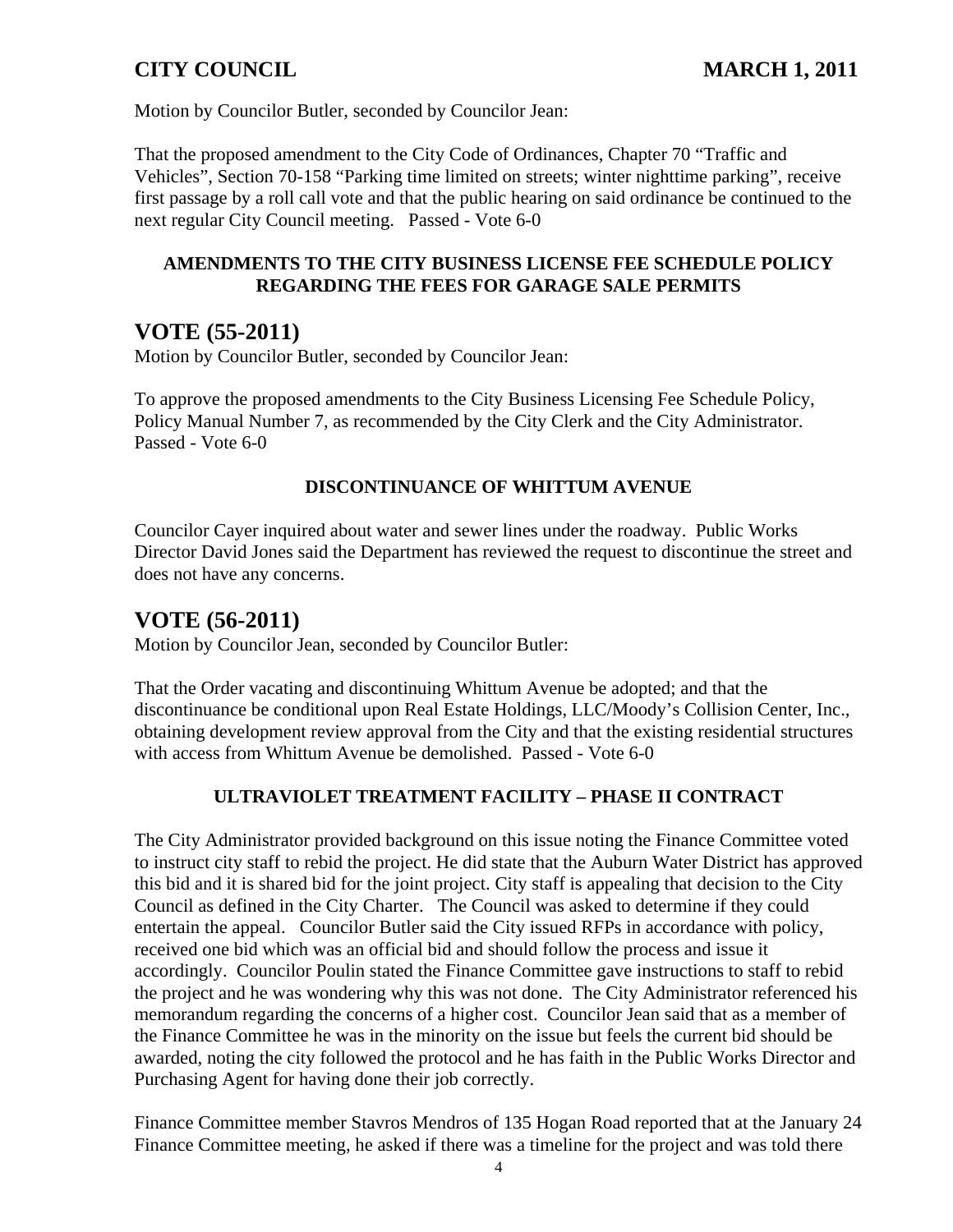Motion by Councilor Butler, seconded by Councilor Jean:

That the proposed amendment to the City Code of Ordinances, Chapter 70 "Traffic and Vehicles", Section 70-158 "Parking time limited on streets; winter nighttime parking", receive first passage by a roll call vote and that the public hearing on said ordinance be continued to the next regular City Council meeting. Passed - Vote 6-0

**AMENDMENTS TO THE CITY BUSINESS LICENSE FEE SCHEDULE POLICY REGARDING THE FEES FOR GARAGE SALE PERMITS**

## VOTE (55-2011)

Motion by Councilor Butler, seconded by Councilor Jean:

To approve the proposed amendments to the City Business Licensing Fee Schedule Policy, Policy Manual Number 7, as recommended by the City Clerk and the City Administrator. Passed - Vote 6-0

**DISCONTINUANCE OF WHITTUM AVENUE**

Councilor Cayer inquired about water and sewer lines under the roadway. Public Works Director David Jones said the Department has reviewed the request to discontinue the street and does not have any concerns.

## VOTE (56-2011)

Motion by Councilor Jean, seconded by Councilor Butler:

That the Order vacating and discontinuing Whittum Avenue be adopted; and that the discontinuance be conditional upon Real Estate Holdings, LLC/Moody's Collision Center, Inc., obtaining development review approval from the City and that the existing residential structures with access from Whittum Avenue be demolished. Passed - Vote 6-0

**ULTRAVIOLET TREATMENT FACILITY – PHASE II CONTRACT**

The City Administrator provided background on this issue noting the Finance Committee voted to instruct city staff to rebid the project. He did state that the Auburn Water District has approved this bid and it is shared bid for the joint project. City staff is appealing that decision to the City Council as defined in the City Charter. The Council was asked to determine if they could entertain the appeal. Councilor Butler said the City issued RFPs in accordance with policy, received one bid which was an official bid and should follow the process and issue it accordingly. Councilor Poulin stated the Finance Committee gave instructions to staff to rebid the project and he was wondering why this was not done. The City Administrator referenced his memorandum regarding the concerns of a higher cost. Councilor Jean said that as a member of the Finance Committee he was in the minority on the issue but feels the current bid should be awarded, noting the city followed the protocol and he has faith in the Public Works Director and Purchasing Agent for having done their job correctly.

Finance Committee member Stavros Mendros of 135 Hogan Road reported that at the January 24 Finance Committee meeting, he asked if there was a timeline for the project and was told there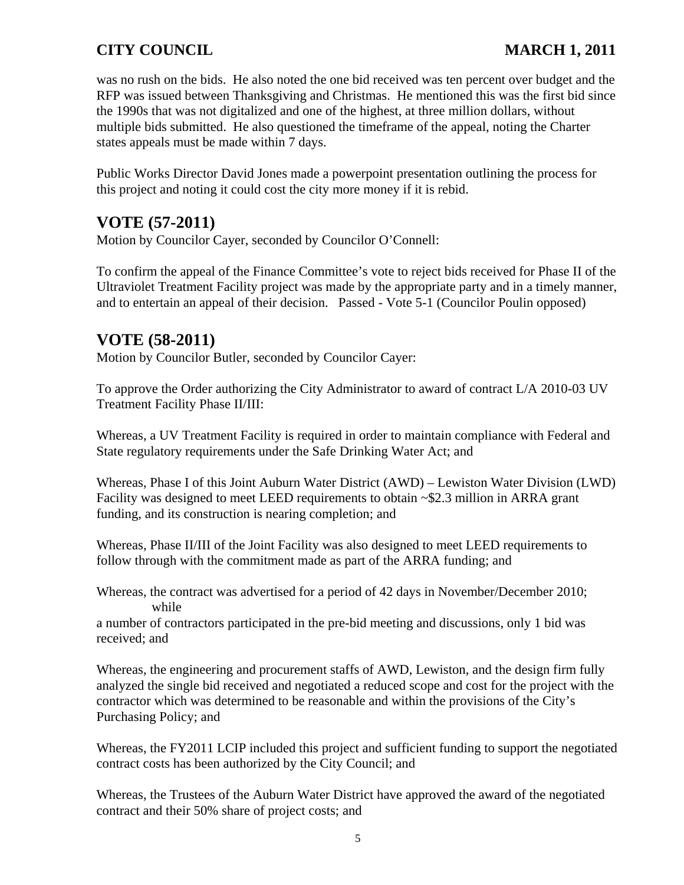was no rush on the bids. He also noted the one bid received was ten percent over budget and the RFP was issued between Thanksgiving and Christmas. He mentioned this was the first bid since the 1990s that was not digitalized and one of the highest, at three million dollars, without multiple bids submitted. He also questioned the timeframe of the appeal, noting the Charter states appeals must be made within 7 days.

Public Works Director David Jones made a powerpoint presentation outlining the process for this project and noting it could cost the city more money if it is rebid.

## VOTE (57-2011)

Motion by Councilor Cayer, seconded by Councilor O'Connell:

To confirm the appeal of the Finance Committee's vote to reject bids received for Phase II of the Ultraviolet Treatment Facility project was made by the appropriate party and in a timely manner, and to entertain an appeal of their decision. Passed - Vote 5-1 (Councilor Poulin opposed)

## VOTE (58-2011)

Motion by Councilor Butler, seconded by Councilor Cayer:

To approve the Order authorizing the City Administrator to award of contract L/A 2010-03 UV Treatment Facility Phase II/III:

Whereas, a UV Treatment Facility is required in order to maintain compliance with Federal and State regulatory requirements under the Safe Drinking Water Act; and

Whereas, Phase I of this Joint Auburn Water District (AWD) – Lewiston Water Division (LWD) Facility was designed to meet LEED requirements to obtain ~$2.3 million in ARRA grant funding, and its construction is nearing completion; and

Whereas, Phase II/III of the Joint Facility was also designed to meet LEED requirements to follow through with the commitment made as part of the ARRA funding; and

Whereas, the contract was advertised for a period of 42 days in November/December 2010; while a number of contractors participated in the pre-bid meeting and discussions, only 1 bid was received; and

Whereas, the engineering and procurement staffs of AWD, Lewiston, and the design firm fully analyzed the single bid received and negotiated a reduced scope and cost for the project with the contractor which was determined to be reasonable and within the provisions of the City's Purchasing Policy; and

Whereas, the FY2011 LCIP included this project and sufficient funding to support the negotiated contract costs has been authorized by the City Council; and

Whereas, the Trustees of the Auburn Water District have approved the award of the negotiated contract and their 50% share of project costs; and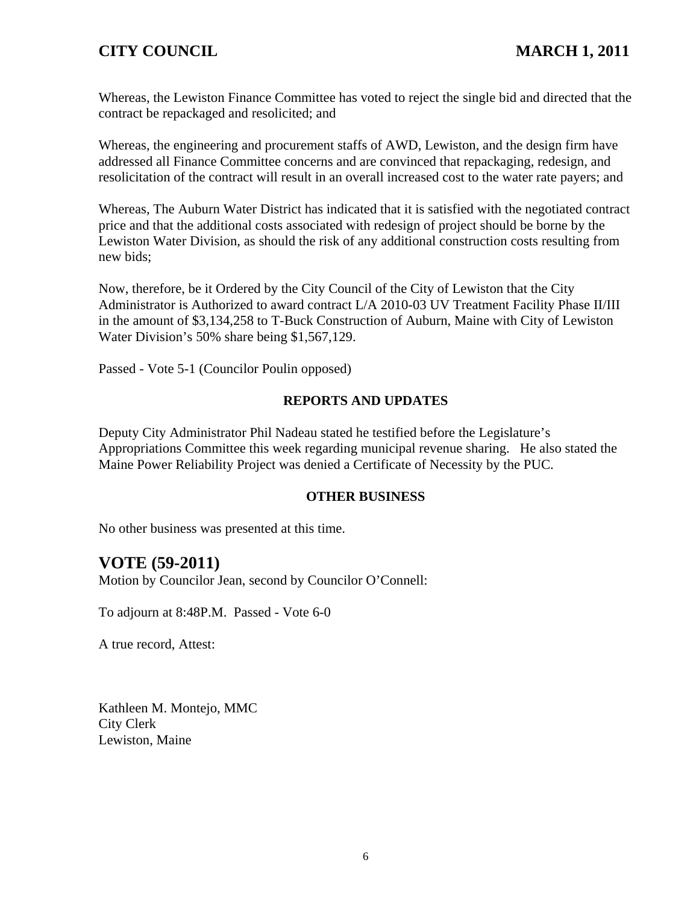Whereas, the Lewiston Finance Committee has voted to reject the single bid and directed that the contract be repackaged and resolicited; and

Whereas, the engineering and procurement staffs of AWD, Lewiston, and the design firm have addressed all Finance Committee concerns and are convinced that repackaging, redesign, and resolicitation of the contract will result in an overall increased cost to the water rate payers; and

Whereas, The Auburn Water District has indicated that it is satisfied with the negotiated contract price and that the additional costs associated with redesign of project should be borne by the Lewiston Water Division, as should the risk of any additional construction costs resulting from new bids;

Now, therefore, be it Ordered by the City Council of the City of Lewiston that the City Administrator is Authorized to award contract L/A 2010-03 UV Treatment Facility Phase II/III in the amount of $3,134,258 to T-Buck Construction of Auburn, Maine with City of Lewiston Water Division's 50% share being $1,567,129.

Passed - Vote 5-1 (Councilor Poulin opposed)

**REPORTS AND UPDATES**

Deputy City Administrator Phil Nadeau stated he testified before the Legislature's Appropriations Committee this week regarding municipal revenue sharing. He also stated the Maine Power Reliability Project was denied a Certificate of Necessity by the PUC.

**OTHER BUSINESS**

No other business was presented at this time.

## VOTE (59-2011)

Motion by Councilor Jean, second by Councilor O'Connell:

To adjourn at 8:48P.M. Passed - Vote 6-0

A true record, Attest:

Kathleen M. Montejo, MMC
City Clerk
Lewiston, Maine